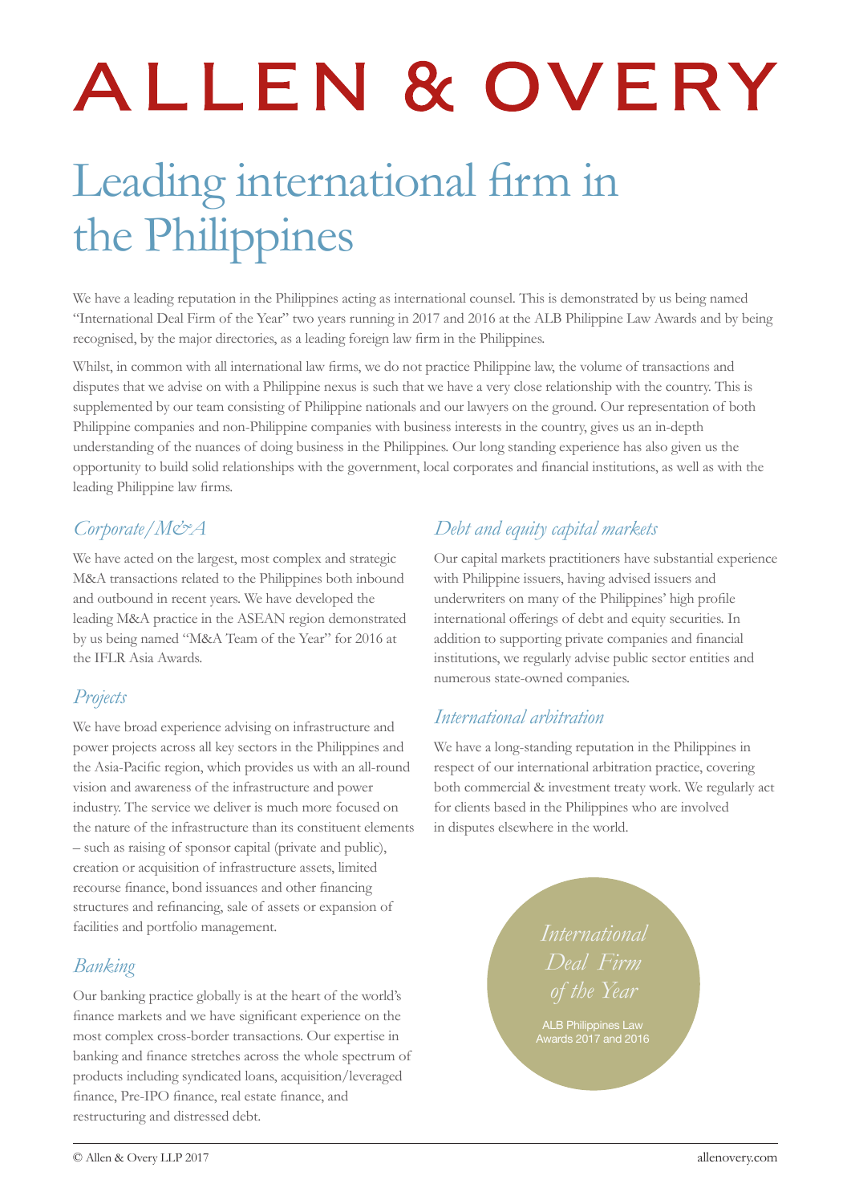# ALLEN & OVERY

# Leading international firm in the Philippines

We have a leading reputation in the Philippines acting as international counsel. This is demonstrated by us being named "International Deal Firm of the Year" two years running in 2017 and 2016 at the ALB Philippine Law Awards and by being recognised, by the major directories, as a leading foreign law firm in the Philippines.

Whilst, in common with all international law firms, we do not practice Philippine law, the volume of transactions and disputes that we advise on with a Philippine nexus is such that we have a very close relationship with the country. This is supplemented by our team consisting of Philippine nationals and our lawyers on the ground. Our representation of both Philippine companies and non-Philippine companies with business interests in the country, gives us an in-depth understanding of the nuances of doing business in the Philippines. Our long standing experience has also given us the opportunity to build solid relationships with the government, local corporates and financial institutions, as well as with the leading Philippine law firms.

## *Corporate/M&A*

We have acted on the largest, most complex and strategic M&A transactions related to the Philippines both inbound and outbound in recent years. We have developed the leading M&A practice in the ASEAN region demonstrated by us being named "M&A Team of the Year" for 2016 at the IFLR Asia Awards.

## *Projects*

We have broad experience advising on infrastructure and power projects across all key sectors in the Philippines and the Asia-Pacific region, which provides us with an all-round vision and awareness of the infrastructure and power industry. The service we deliver is much more focused on the nature of the infrastructure than its constituent elements – such as raising of sponsor capital (private and public), creation or acquisition of infrastructure assets, limited recourse finance, bond issuances and other financing structures and refinancing, sale of assets or expansion of facilities and portfolio management.

## *Banking*

Our banking practice globally is at the heart of the world's finance markets and we have significant experience on the most complex cross-border transactions. Our expertise in banking and finance stretches across the whole spectrum of products including syndicated loans, acquisition/leveraged finance, Pre-IPO finance, real estate finance, and restructuring and distressed debt.

## *Debt and equity capital markets*

Our capital markets practitioners have substantial experience with Philippine issuers, having advised issuers and underwriters on many of the Philippines' high profile international offerings of debt and equity securities. In addition to supporting private companies and financial institutions, we regularly advise public sector entities and numerous state-owned companies.

## *International arbitration*

We have a long-standing reputation in the Philippines in respect of our international arbitration practice, covering both commercial & investment treaty work. We regularly act for clients based in the Philippines who are involved in disputes elsewhere in the world.

*International Deal Firm of the Year*

ALB Philippines Law Awards 2017 and 2016

© Allen & Overy LLP 2017 allenovery.com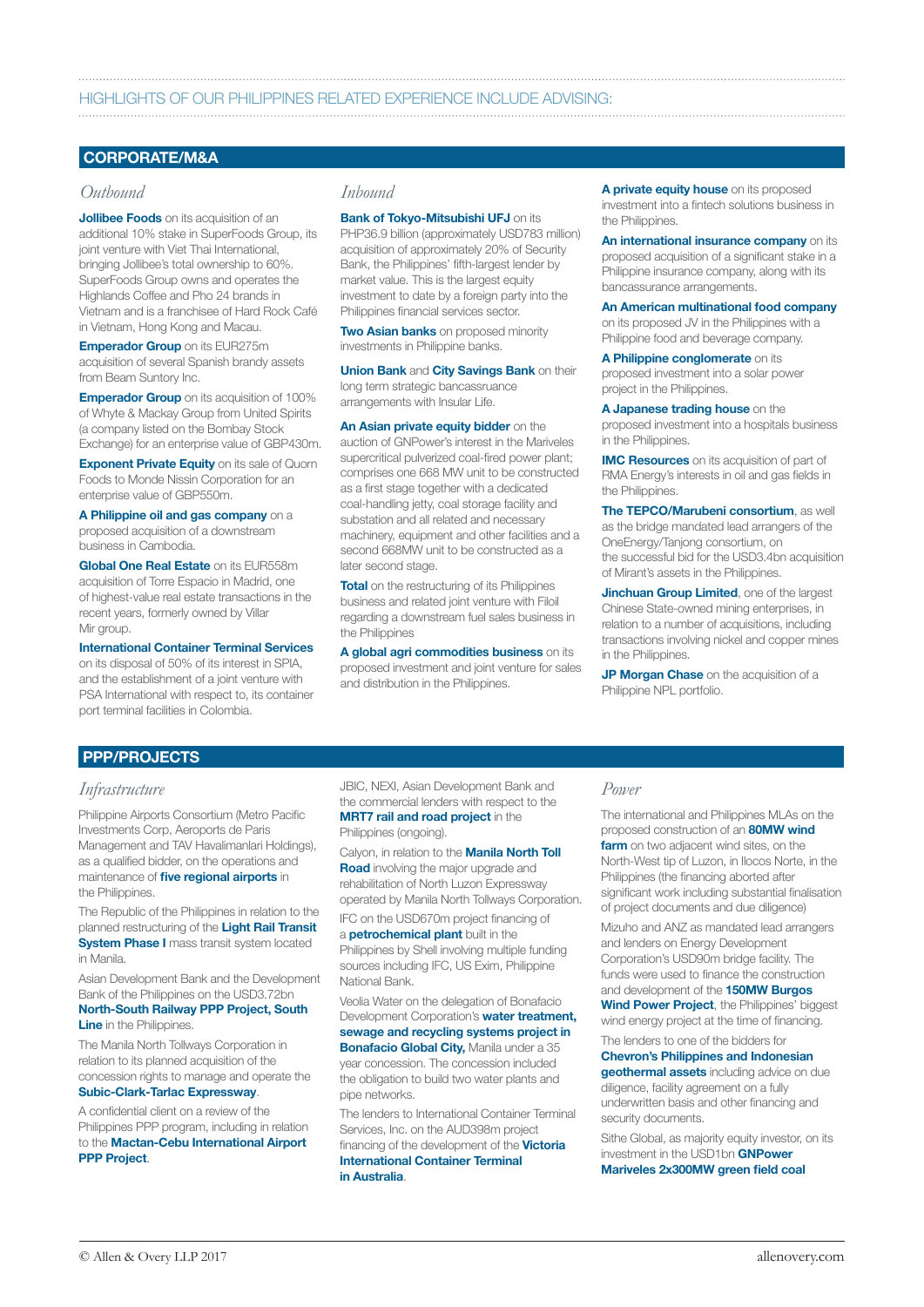HIGHLIGHTS OF OUR PHILIPPINES RELATED EXPERIENCE INCLUDE ADVISING:

## CORPORATE/M&A

### *Outbound*

**Jollibee Foods** on its acquisition of an additional 10% stake in SuperFoods Group, its joint venture with Viet Thai International, bringing Jollibee's total ownership to 60%. SuperFoods Group owns and operates the Highlands Coffee and Pho 24 brands in Vietnam and is a franchisee of Hard Rock Café in Vietnam, Hong Kong and Macau.

**Emperador Group** on its EUR275m acquisition of several Spanish brandy assets from Beam Suntory Inc.

**Emperador Group** on its acquisition of 100% of Whyte & Mackay Group from United Spirits (a company listed on the Bombay Stock Exchange) for an enterprise value of GBP430m.

**Exponent Private Equity** on its sale of Quorn Foods to Monde Nissin Corporation for an enterprise value of GBP550m.

**A Philippine oil and gas company** on a proposed acquisition of a downstream business in Cambodia.

**Global One Real Estate** on its EUR558m acquisition of Torre Espacio in Madrid, one of highest-value real estate transactions in the recent years, formerly owned by Villar Mir group.

**International Container Terminal Services** on its disposal of 50% of its interest in SPIA, and the establishment of a joint venture with PSA International with respect to, its container port terminal facilities in Colombia.

### *Inbound*

**Bank of Tokyo-Mitsubishi UFJ** on its PHP36.9 billion (approximately USD783 million) acquisition of approximately 20% of Security Bank, the Philippines' fifth-largest lender by market value. This is the largest equity investment to date by a foreign party into the Philippines financial services sector.

**Two Asian banks** on proposed minority investments in Philippine banks.

**Union Bank** and **City Savings Bank** on their long term strategic bancassurance arrangements with Insular Life.

**An Asian private equity bidder** on the auction of GNPower's interest in the Mariveles supercritical pulverized coal-fired power plant; comprises one 668 MW unit to be constructed as a first stage together with a dedicated coal-handling jetty, coal storage facility and substation and all related and necessary machinery, equipment and other facilities and a second 668MW unit to be constructed as a later second stage.

**Total** on the restructuring of its Philippines business and related joint venture with Filoil regarding a downstream fuel sales business in the Philippines

**A global agri commodities business** on its proposed investment and joint venture for sales and distribution in the Philippines.

**A private equity house** on its proposed investment into a fintech solutions business in the Philippines.

**An international insurance company** on its proposed acquisition of a significant stake in a Philippine insurance company, along with its bancassurance arrangements.

**An American multinational food company** on its proposed JV in the Philippines with a Philippine food and beverage company.

**A Philippine conglomerate** on its proposed investment into a solar power project in the Philippines.

**A Japanese trading house** on the proposed investment into a hospitals business in the Philippines.

**IMC Resources** on its acquisition of part of RMA Energy's interests in oil and gas fields in the Philippines.

**The TEPCO/Marubeni consortium**, as well as the bridge mandated lead arrangers of the OneEnergy/Tanjong consortium, on the successful bid for the USD3.4bn acquisition of Mirant's assets in the Philippines.

**Jinchuan Group Limited**, one of the largest Chinese State-owned mining enterprises, in relation to a number of acquisitions, including transactions involving nickel and copper mines in the Philippines.

**JP Morgan Chase** on the acquisition of a Philippine NPL portfolio.

## PPP/PROJECTS

### *Infrastructure*

Philippine Airports Consortium (Metro Pacific Investments Corp, Aeroports de Paris Management and TAV Havalimanlari Holdings), as a qualified bidder, on the operations and maintenance of **five regional airports** in the Philippines.

The Republic of the Philippines in relation to the planned restructuring of the **Light Rail Transit System Phase I** mass transit system located in Manila.

Asian Development Bank and the Development Bank of the Philippines on the USD3.72bn **North-South Railway PPP Project, South Line** in the Philippines.

The Manila North Tollways Corporation in relation to its planned acquisition of the concession rights to manage and operate the **Subic-Clark-Tarlac Expressway**.

A confidential client on a review of the Philippines PPP program, including in relation to the **Mactan-Cebu International Airport PPP Project**.

JBIC, NEXI, Asian Development Bank and the commercial lenders with respect to the **MRT7 rail and road project** in the Philippines (ongoing).

Calyon, in relation to the **Manila North Toll Road** involving the major upgrade and rehabilitation of North Luzon Expressway operated by Manila North Tollways Corporation.

IFC on the USD670m project financing of a **petrochemical plant** built in the Philippines by Shell involving multiple funding sources including IFC, US Exim, Philippine National Bank.

Veolia Water on the delegation of Bonafacio Development Corporation's **water treatment, sewage and recycling systems project in Bonafacio Global City,** Manila under a 35 year concession. The concession included the obligation to build two water plants and pipe networks.

The lenders to International Container Terminal Services, Inc. on the AUD398m project financing of the development of the **Victoria International Container Terminal in Australia**.

### *Power*

The international and Philippines MLAs on the proposed construction of an **80MW wind farm** on two adjacent wind sites, on the North-West tip of Luzon, in Ilocos Norte, in the Philippines (the financing aborted after significant work including substantial finalisation of project documents and due diligence)

Mizuho and ANZ as mandated lead arrangers and lenders on Energy Development Corporation's USD90m bridge facility. The funds were used to finance the construction and development of the **150MW Burgos Wind Power Project**, the Philippines' biggest wind energy project at the time of financing.

The lenders to one of the bidders for **Chevron's Philippines and Indonesian geothermal assets** including advice on due diligence, facility agreement on a fully underwritten basis and other financing and security documents.

Sithe Global, as majority equity investor, on its investment in the USD1bn **GNPower Mariveles 2x300MW green field coal**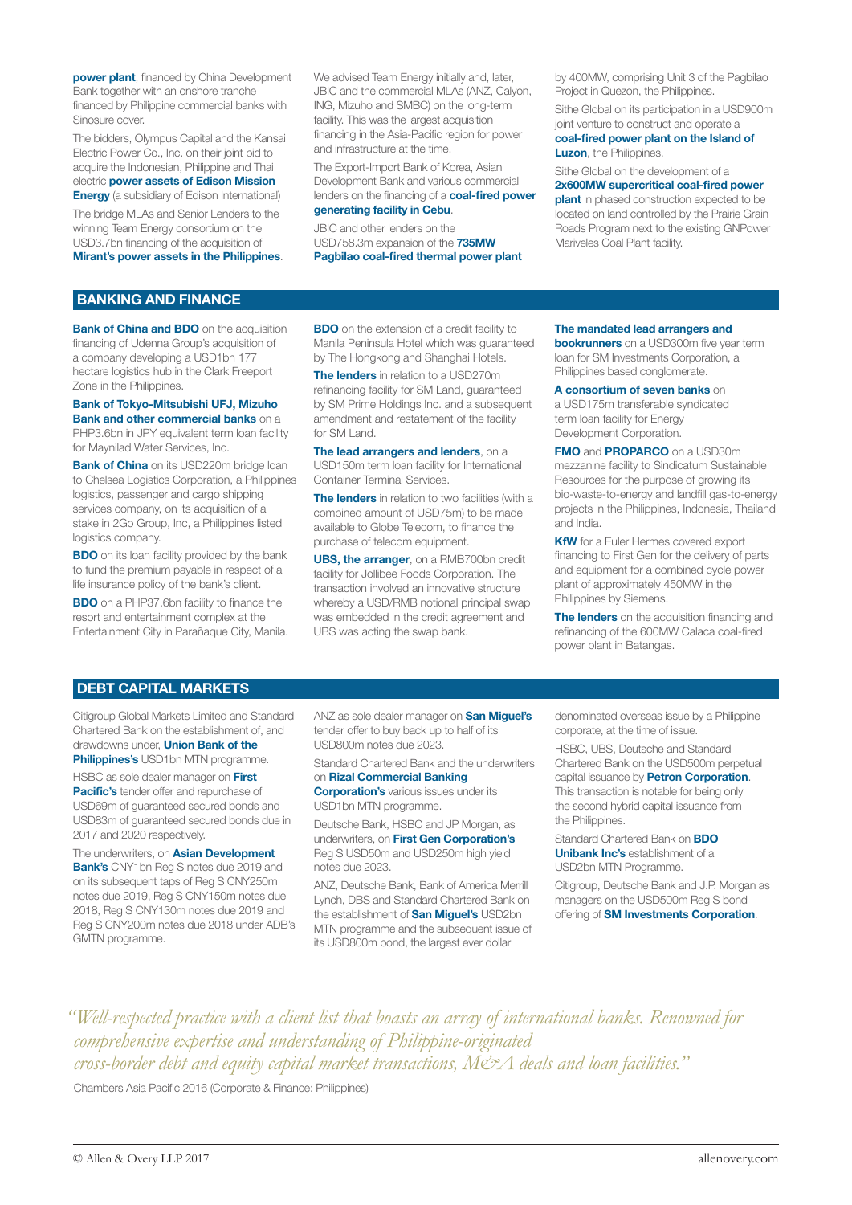**power plant**, financed by China Development Bank together with an onshore tranche financed by Philippine commercial banks with Sinosure cover.

The bidders, Olympus Capital and the Kansai Electric Power Co., Inc. on their joint bid to acquire the Indonesian, Philippine and Thai electric **power assets of Edison Mission Energy** (a subsidiary of Edison International)

The bridge MLAs and Senior Lenders to the winning Team Energy consortium on the USD3.7bn financing of the acquisition of **Mirant's power assets in the Philippines**.

We advised Team Energy initially and, later, JBIC and the commercial MLAs (ANZ, Calyon, ING, Mizuho and SMBC) on the long-term facility. This was the largest acquisition financing in the Asia-Pacific region for power and infrastructure at the time.

The Export-Import Bank of Korea, Asian Development Bank and various commercial lenders on the financing of a **coal-fired power generating facility in Cebu**.

JBIC and other lenders on the USD758.3m expansion of the **735MW Pagbilao coal-fired thermal power plant** by 400MW, comprising Unit 3 of the Pagbilao Project in Quezon, the Philippines.

Sithe Global on its participation in a USD900m joint venture to construct and operate a **coal-fired power plant on the Island of Luzon**, the Philippines.

Sithe Global on the development of a **2x600MW supercritical coal-fired power plant** in phased construction expected to be located on land controlled by the Prairie Grain Roads Program next to the existing GNPower Mariveles Coal Plant facility.

## BANKING AND FINANCE

**Bank of China and BDO** on the acquisition financing of Udenna Group's acquisition of a company developing a USD1bn 177 hectare logistics hub in the Clark Freeport Zone in the Philippines.

**Bank of Tokyo-Mitsubishi UFJ, Mizuho Bank and other commercial banks** on a PHP3.6bn in JPY equivalent term loan facility for Maynilad Water Services, Inc.

**Bank of China** on its USD220m bridge loan to Chelsea Logistics Corporation, a Philippines logistics, passenger and cargo shipping services company, on its acquisition of a stake in 2Go Group, Inc, a Philippines listed logistics company.

**BDO** on its loan facility provided by the bank to fund the premium payable in respect of a life insurance policy of the bank's client.

**BDO** on a PHP37.6bn facility to finance the resort and entertainment complex at the Entertainment City in Parañaque City, Manila.

**BDO** on the extension of a credit facility to Manila Peninsula Hotel which was guaranteed by The Hongkong and Shanghai Hotels.

**The lenders** in relation to a USD270m refinancing facility for SM Land, guaranteed by SM Prime Holdings Inc. and a subsequent amendment and restatement of the facility for SM Land.

**The lead arrangers and lenders**, on a USD150m term loan facility for International Container Terminal Services.

**The lenders** in relation to two facilities (with a combined amount of USD75m) to be made available to Globe Telecom, to finance the purchase of telecom equipment.

**UBS, the arranger**, on a RMB700bn credit facility for Jollibee Foods Corporation. The transaction involved an innovative structure whereby a USD/RMB notional principal swap was embedded in the credit agreement and UBS was acting the swap bank.

**The mandated lead arrangers and bookrunners** on a USD300m five year term loan for SM Investments Corporation, a Philippines based conglomerate.

**A consortium of seven banks** on a USD175m transferable syndicated term loan facility for Energy Development Corporation.

**FMO** and **PROPARCO** on a USD30m mezzanine facility to Sindicatum Sustainable Resources for the purpose of growing its bio-waste-to-energy and landfill gas-to-energy projects in the Philippines, Indonesia, Thailand and India.

**KfW** for a Euler Hermes covered export financing to First Gen for the delivery of parts and equipment for a combined cycle power plant of approximately 450MW in the Philippines by Siemens.

**The lenders** on the acquisition financing and refinancing of the 600MW Calaca coal-fired power plant in Batangas.

## DEBT CAPITAL MARKETS

Citigroup Global Markets Limited and Standard Chartered Bank on the establishment of, and drawdowns under, **Union Bank of the Philippines's** USD1bn MTN programme.

HSBC as sole dealer manager on **First Pacific's** tender offer and repurchase of USD69m of guaranteed secured bonds and USD83m of guaranteed secured bonds due in 2017 and 2020 respectively.

The underwriters, on **Asian Development Bank's** CNY1bn Reg S notes due 2019 and on its subsequent taps of Reg S CNY250m notes due 2019, Reg S CNY150m notes due 2018, Reg S CNY130m notes due 2019 and Reg S CNY200m notes due 2018 under ADB's GMTN programme.

ANZ as sole dealer manager on **San Miguel's** tender offer to buy back up to half of its USD800m notes due 2023.

Standard Chartered Bank and the underwriters on **Rizal Commercial Banking Corporation's** various issues under its USD1bn MTN programme.

Deutsche Bank, HSBC and JP Morgan, as underwriters, on **First Gen Corporation's** Reg S USD50m and USD250m high yield notes due 2023.

ANZ, Deutsche Bank, Bank of America Merrill Lynch, DBS and Standard Chartered Bank on the establishment of **San Miguel's** USD2bn MTN programme and the subsequent issue of its USD800m bond, the largest ever dollar denominated overseas issue by a Philippine corporate, at the time of issue.

HSBC, UBS, Deutsche Bank and Standard Chartered Bank on the USD500m perpetual capital issuance by **Petron Corporation**. This transaction is notable for being only the second hybrid capital issuance from the Philippines.

Standard Chartered Bank on **BDO Unibank Inc's** establishment of a USD2bn MTN Programme.

Citigroup, Deutsche Bank and J.P. Morgan as managers on the USD500m Reg S bond offering of **SM Investments Corporation**.

*"Well-respected practice with a client list that boasts an array of international banks. Renowned for comprehensive expertise and understanding of Philippine-originated cross-border debt and equity capital market transactions, M&A deals and loan facilities."*

Chambers Asia Pacific 2016 (Corporate & Finance: Philippines)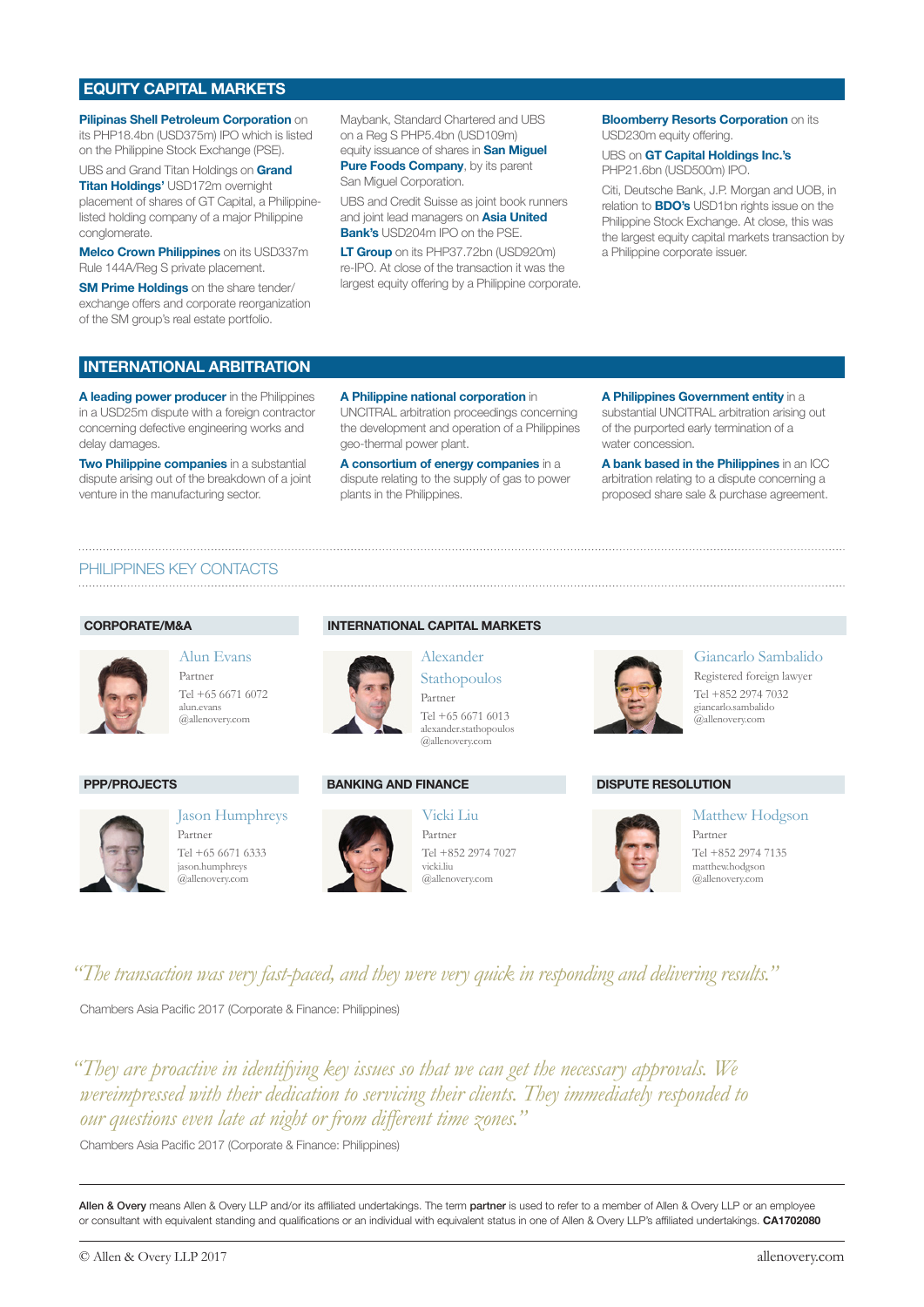## EQUITY CAPITAL MARKETS

**Pilipinas Shell Petroleum Corporation** on its PHP18.4bn (USD375m) IPO which is listed on the Philippine Stock Exchange (PSE).

UBS and Grand Titan Holdings on **Grand Titan Holdings'** USD172m overnight placement of shares of GT Capital, a Philippine-listed holding company of a major Philippine conglomerate.

**Melco Crown Philippines** on its USD337m Rule 144A/Reg S private placement.

**SM Prime Holdings** on the share tender/exchange offers and corporate reorganization of the SM group's real estate portfolio.

Maybank, Standard Chartered and UBS on a Reg S PHP5.4bn (USD109m) equity issuance of shares in **San Miguel Pure Foods Company**, by its parent San Miguel Corporation.

UBS and Credit Suisse as joint book runners and joint lead managers on **Asia United Bank's** USD204m IPO on the PSE.

**LT Group** on its PHP37.72bn (USD920m) re-IPO. At close of the transaction it was the largest equity offering by a Philippine corporate.

**Bloomberry Resorts Corporation** on its USD230m equity offering.

UBS on **GT Capital Holdings Inc.'s** PHP21.6bn (USD500m) IPO.

Citi, Deutsche Bank, J.P. Morgan and UOB, in relation to **BDO's** USD1bn rights issue on the Philippine Stock Exchange. At close, this was the largest equity capital markets transaction by a Philippine corporate issuer.

## INTERNATIONAL ARBITRATION

**A leading power producer** in the Philippines in a USD25m dispute with a foreign contractor concerning defective engineering works and delay damages.

**Two Philippine companies** in a substantial dispute arising out of the breakdown of a joint venture in the manufacturing sector.

**A Philippine national corporation** in UNCITRAL arbitration proceedings concerning the development and operation of a Philippines geo-thermal power plant.

**A consortium of energy companies** in a dispute relating to the supply of gas to power plants in the Philippines.

**A Philippines Government entity** in a substantial UNCITRAL arbitration arising out of the purported early termination of a water concession.

**A bank based in the Philippines** in an ICC arbitration relating to a dispute concerning a proposed share sale & purchase agreement.

## PHILIPPINES KEY CONTACTS

### CORPORATE/M&A

Alun Evans
Partner
Tel +65 6671 6072
alun.evans@allenovery.com

### INTERNATIONAL CAPITAL MARKETS

Alexander Stathopoulos
Partner
Tel +65 6671 6013
alexander.stathopoulos@allenovery.com

Giancarlo Sambalido
Registered foreign lawyer
Tel +852 2974 7032
giancarlo.sambalido@allenovery.com

### PPP/PROJECTS

Jason Humphreys
Partner
Tel +65 6671 6333
jason.humphreys@allenovery.com

### BANKING AND FINANCE

Vicki Liu
Partner
Tel +852 2974 7027
vicki.liu@allenovery.com

### DISPUTE RESOLUTION

Matthew Hodgson
Partner
Tel +852 2974 7135
matthew.hodgson@allenovery.com

*"The transaction was very fast-paced, and they were very quick in responding and delivering results."*

Chambers Asia Pacific 2017 (Corporate & Finance: Philippines)

*"They are proactive in identifying key issues so that we can get the necessary approvals. We wereimpressed with their dedication to servicing their clients. They immediately responded to our questions even late at night or from different time zones."*

Chambers Asia Pacific 2017 (Corporate & Finance: Philippines)

**Allen & Overy** means Allen & Overy LLP and/or its affiliated undertakings. The term **partner** is used to refer to a member of Allen & Overy LLP or an employee or consultant with equivalent standing and qualifications or an individual with equivalent status in one of Allen & Overy LLP's affiliated undertakings. **CA1702080**

© Allen & Overy LLP 2017

allenovery.com